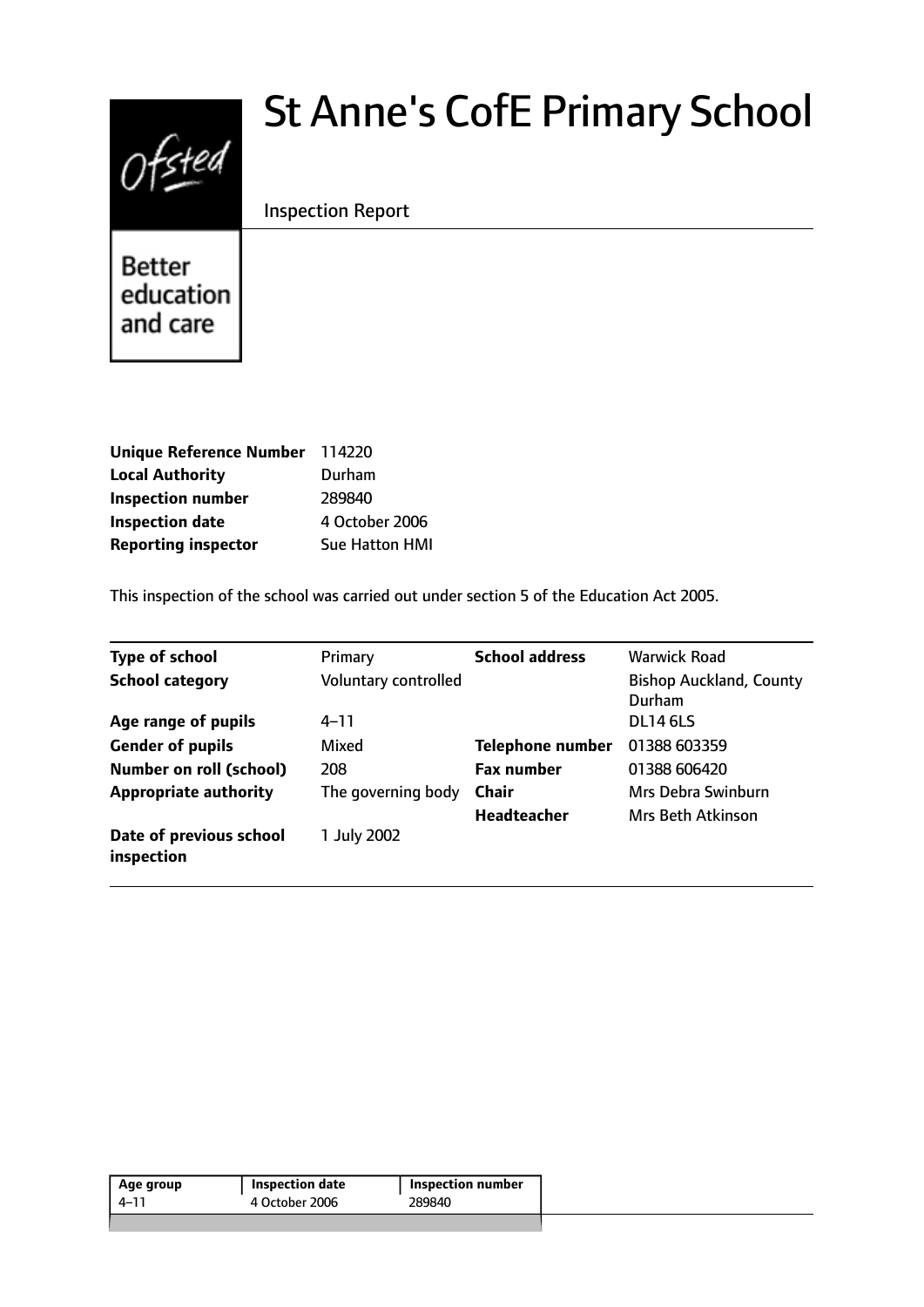# St Anne's CofE Primary School

Inspection Report

Ofsted

Better education and care

| | |
|---|---|
| **Unique Reference Number** | 114220 |
| **Local Authority** | Durham |
| **Inspection number** | 289840 |
| **Inspection date** | 4 October 2006 |
| **Reporting inspector** | Sue Hatton HMI |

This inspection of the school was carried out under section 5 of the Education Act 2005.

| | | | |
|---|---|---|---|
| **Type of school** | Primary | **School address** | Warwick Road |
| **School category** | Voluntary controlled | | Bishop Auckland, County Durham |
| **Age range of pupils** | 4–11 | | DL14 6LS |
| **Gender of pupils** | Mixed | **Telephone number** | 01388 603359 |
| **Number on roll (school)** | 208 | **Fax number** | 01388 606420 |
| **Appropriate authority** | The governing body | **Chair** | Mrs Debra Swinburn |
| | | **Headteacher** | Mrs Beth Atkinson |
| **Date of previous school inspection** | 1 July 2002 | | |

| Age group | Inspection date | Inspection number |
|---|---|---|
| 4–11 | 4 October 2006 | 289840 |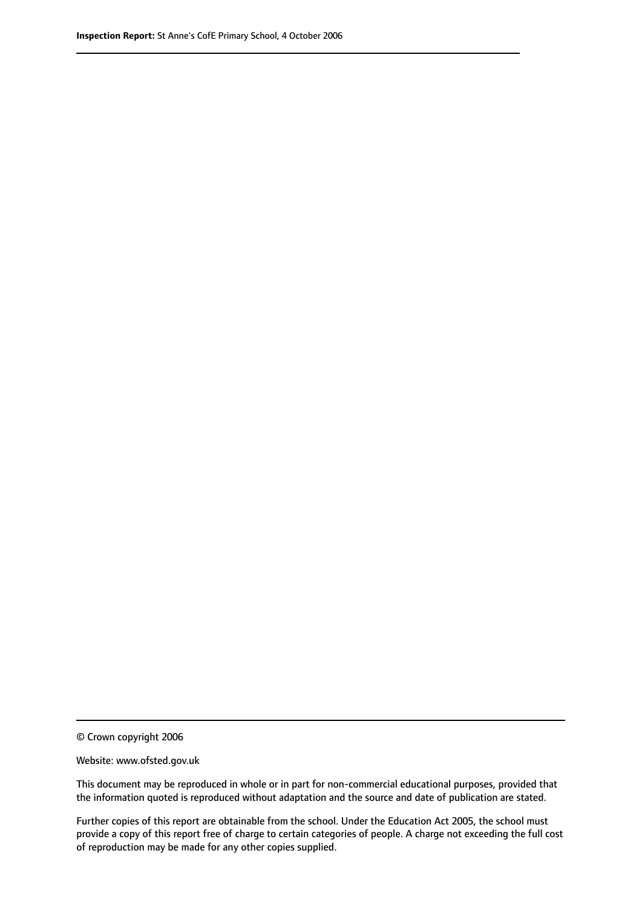© Crown copyright 2006

Website: www.ofsted.gov.uk

This document may be reproduced in whole or in part for non-commercial educational purposes, provided that the information quoted is reproduced without adaptation and the source and date of publication are stated.

Further copies of this report are obtainable from the school. Under the Education Act 2005, the school must provide a copy of this report free of charge to certain categories of people. A charge not exceeding the full cost of reproduction may be made for any other copies supplied.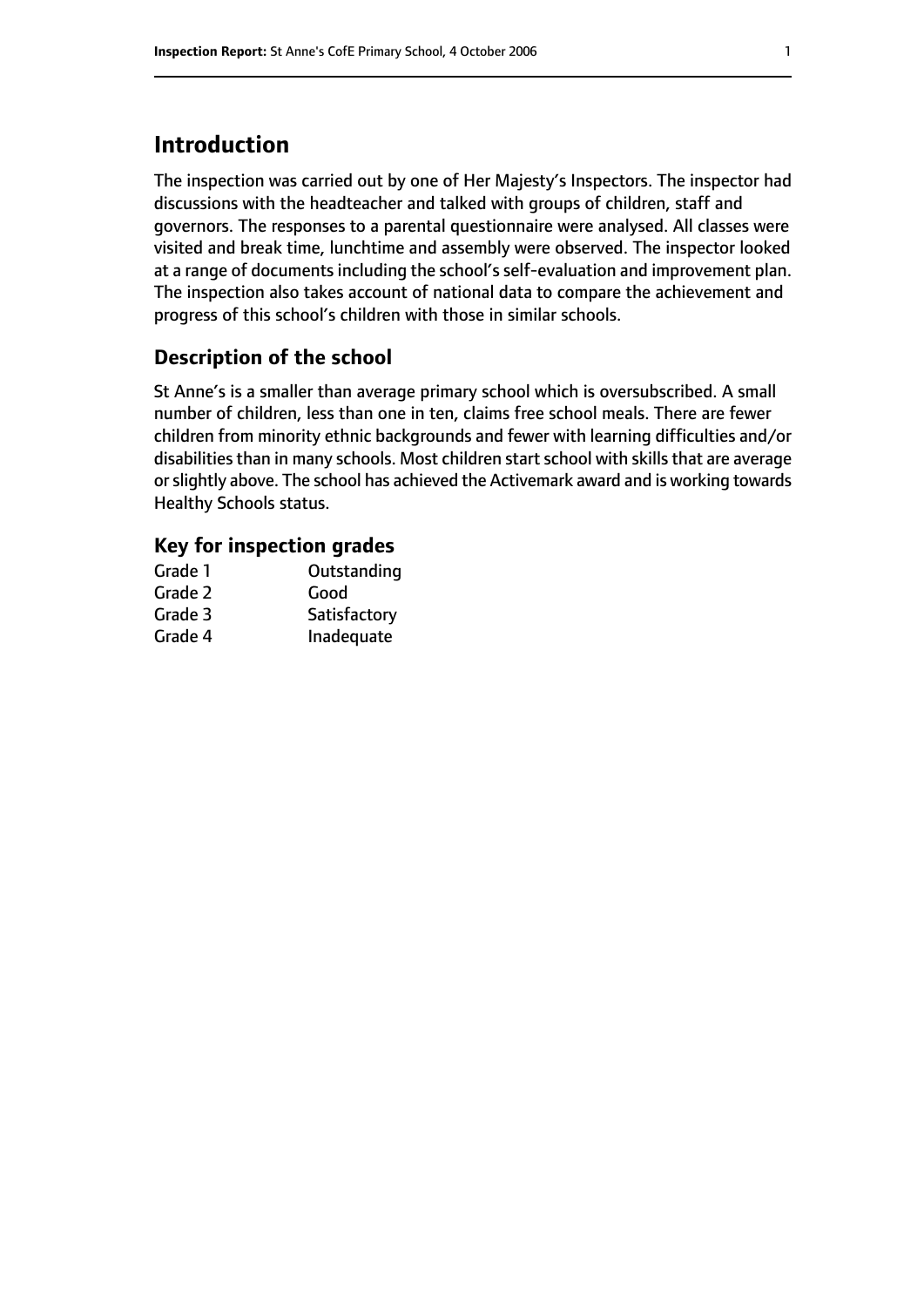# Introduction

The inspection was carried out by one of Her Majesty's Inspectors. The inspector had discussions with the headteacher and talked with groups of children, staff and governors. The responses to a parental questionnaire were analysed. All classes were visited and break time, lunchtime and assembly were observed. The inspector looked at a range of documents including the school's self-evaluation and improvement plan. The inspection also takes account of national data to compare the achievement and progress of this school's children with those in similar schools.

## Description of the school

St Anne's is a smaller than average primary school which is oversubscribed. A small number of children, less than one in ten, claims free school meals. There are fewer children from minority ethnic backgrounds and fewer with learning difficulties and/or disabilities than in many schools. Most children start school with skills that are average or slightly above. The school has achieved the Activemark award and is working towards Healthy Schools status.

## Key for inspection grades

| | |
|---|---|
| Grade 1 | Outstanding |
| Grade 2 | Good |
| Grade 3 | Satisfactory |
| Grade 4 | Inadequate |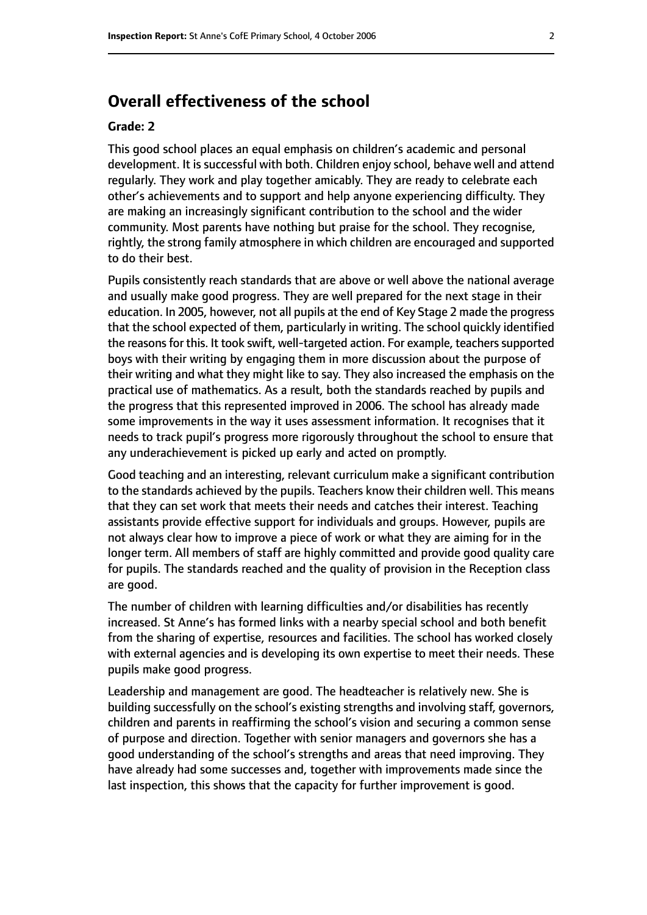## Overall effectiveness of the school

### Grade: 2

This good school places an equal emphasis on children's academic and personal development. It is successful with both. Children enjoy school, behave well and attend regularly. They work and play together amicably. They are ready to celebrate each other's achievements and to support and help anyone experiencing difficulty. They are making an increasingly significant contribution to the school and the wider community. Most parents have nothing but praise for the school. They recognise, rightly, the strong family atmosphere in which children are encouraged and supported to do their best.

Pupils consistently reach standards that are above or well above the national average and usually make good progress. They are well prepared for the next stage in their education. In 2005, however, not all pupils at the end of Key Stage 2 made the progress that the school expected of them, particularly in writing. The school quickly identified the reasons for this. It took swift, well-targeted action. For example, teachers supported boys with their writing by engaging them in more discussion about the purpose of their writing and what they might like to say. They also increased the emphasis on the practical use of mathematics. As a result, both the standards reached by pupils and the progress that this represented improved in 2006. The school has already made some improvements in the way it uses assessment information. It recognises that it needs to track pupil's progress more rigorously throughout the school to ensure that any underachievement is picked up early and acted on promptly.

Good teaching and an interesting, relevant curriculum make a significant contribution to the standards achieved by the pupils. Teachers know their children well. This means that they can set work that meets their needs and catches their interest. Teaching assistants provide effective support for individuals and groups. However, pupils are not always clear how to improve a piece of work or what they are aiming for in the longer term. All members of staff are highly committed and provide good quality care for pupils. The standards reached and the quality of provision in the Reception class are good.

The number of children with learning difficulties and/or disabilities has recently increased. St Anne's has formed links with a nearby special school and both benefit from the sharing of expertise, resources and facilities. The school has worked closely with external agencies and is developing its own expertise to meet their needs. These pupils make good progress.

Leadership and management are good. The headteacher is relatively new. She is building successfully on the school's existing strengths and involving staff, governors, children and parents in reaffirming the school's vision and securing a common sense of purpose and direction. Together with senior managers and governors she has a good understanding of the school's strengths and areas that need improving. They have already had some successes and, together with improvements made since the last inspection, this shows that the capacity for further improvement is good.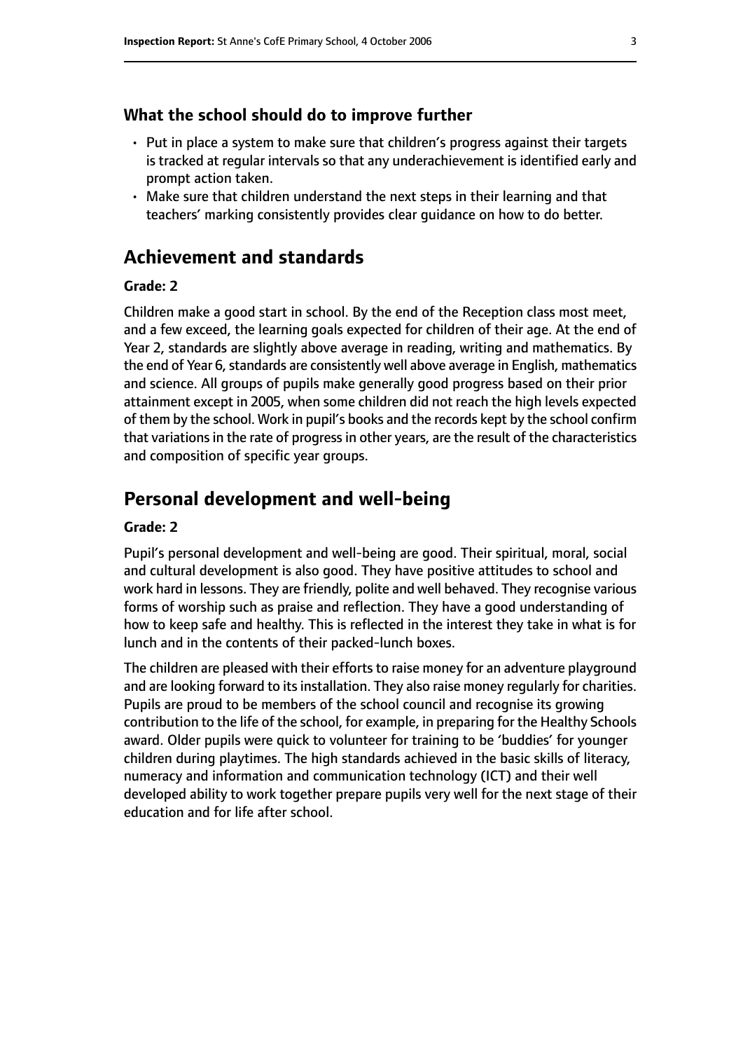### What the school should do to improve further

- Put in place a system to make sure that children's progress against their targets is tracked at regular intervals so that any underachievement is identified early and prompt action taken.
- Make sure that children understand the next steps in their learning and that teachers' marking consistently provides clear guidance on how to do better.

## Achievement and standards

**Grade: 2**

Children make a good start in school. By the end of the Reception class most meet, and a few exceed, the learning goals expected for children of their age. At the end of Year 2, standards are slightly above average in reading, writing and mathematics. By the end of Year 6, standards are consistently well above average in English, mathematics and science. All groups of pupils make generally good progress based on their prior attainment except in 2005, when some children did not reach the high levels expected of them by the school. Work in pupil's books and the records kept by the school confirm that variations in the rate of progress in other years, are the result of the characteristics and composition of specific year groups.

## Personal development and well-being

**Grade: 2**

Pupil's personal development and well-being are good. Their spiritual, moral, social and cultural development is also good. They have positive attitudes to school and work hard in lessons. They are friendly, polite and well behaved. They recognise various forms of worship such as praise and reflection. They have a good understanding of how to keep safe and healthy. This is reflected in the interest they take in what is for lunch and in the contents of their packed-lunch boxes.

The children are pleased with their efforts to raise money for an adventure playground and are looking forward to its installation. They also raise money regularly for charities. Pupils are proud to be members of the school council and recognise its growing contribution to the life of the school, for example, in preparing for the Healthy Schools award. Older pupils were quick to volunteer for training to be 'buddies' for younger children during playtimes. The high standards achieved in the basic skills of literacy, numeracy and information and communication technology (ICT) and their well developed ability to work together prepare pupils very well for the next stage of their education and for life after school.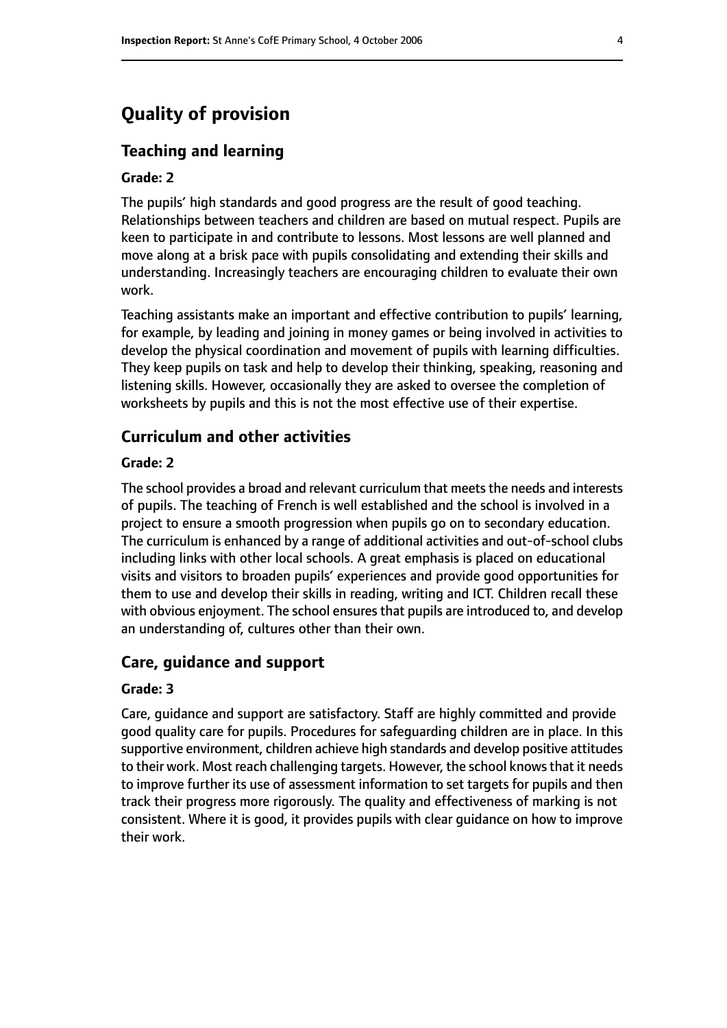# Quality of provision

## Teaching and learning

**Grade: 2**

The pupils' high standards and good progress are the result of good teaching. Relationships between teachers and children are based on mutual respect. Pupils are keen to participate in and contribute to lessons. Most lessons are well planned and move along at a brisk pace with pupils consolidating and extending their skills and understanding. Increasingly teachers are encouraging children to evaluate their own work.

Teaching assistants make an important and effective contribution to pupils' learning, for example, by leading and joining in money games or being involved in activities to develop the physical coordination and movement of pupils with learning difficulties. They keep pupils on task and help to develop their thinking, speaking, reasoning and listening skills. However, occasionally they are asked to oversee the completion of worksheets by pupils and this is not the most effective use of their expertise.

## Curriculum and other activities

**Grade: 2**

The school provides a broad and relevant curriculum that meets the needs and interests of pupils. The teaching of French is well established and the school is involved in a project to ensure a smooth progression when pupils go on to secondary education. The curriculum is enhanced by a range of additional activities and out-of-school clubs including links with other local schools. A great emphasis is placed on educational visits and visitors to broaden pupils' experiences and provide good opportunities for them to use and develop their skills in reading, writing and ICT. Children recall these with obvious enjoyment. The school ensures that pupils are introduced to, and develop an understanding of, cultures other than their own.

## Care, guidance and support

**Grade: 3**

Care, guidance and support are satisfactory. Staff are highly committed and provide good quality care for pupils. Procedures for safeguarding children are in place. In this supportive environment, children achieve high standards and develop positive attitudes to their work. Most reach challenging targets. However, the school knows that it needs to improve further its use of assessment information to set targets for pupils and then track their progress more rigorously. The quality and effectiveness of marking is not consistent. Where it is good, it provides pupils with clear guidance on how to improve their work.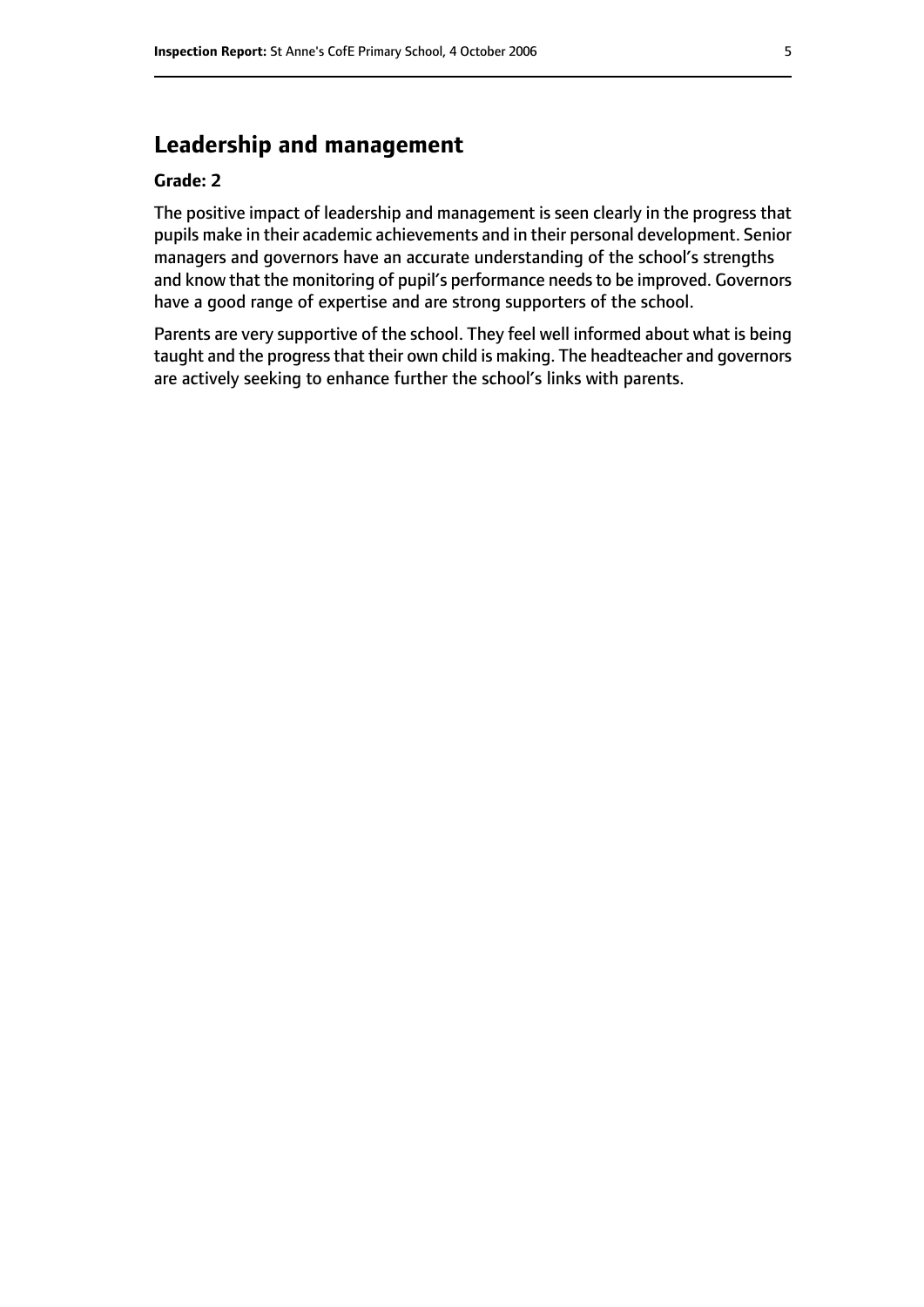## Leadership and management

**Grade: 2**

The positive impact of leadership and management is seen clearly in the progress that pupils make in their academic achievements and in their personal development. Senior managers and governors have an accurate understanding of the school's strengths and know that the monitoring of pupil's performance needs to be improved. Governors have a good range of expertise and are strong supporters of the school.

Parents are very supportive of the school. They feel well informed about what is being taught and the progress that their own child is making. The headteacher and governors are actively seeking to enhance further the school's links with parents.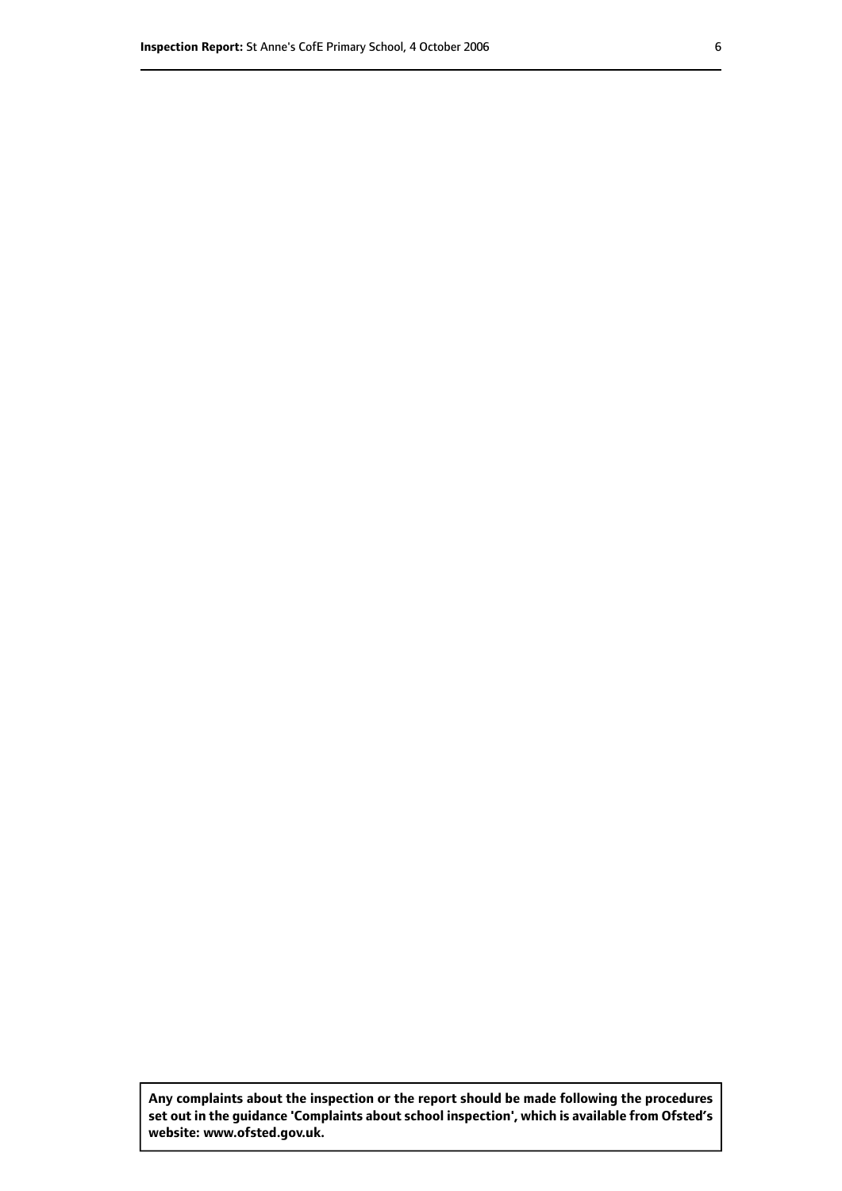**Any complaints about the inspection or the report should be made following the procedures set out in the guidance 'Complaints about school inspection', which is available from Ofsted's website: www.ofsted.gov.uk.**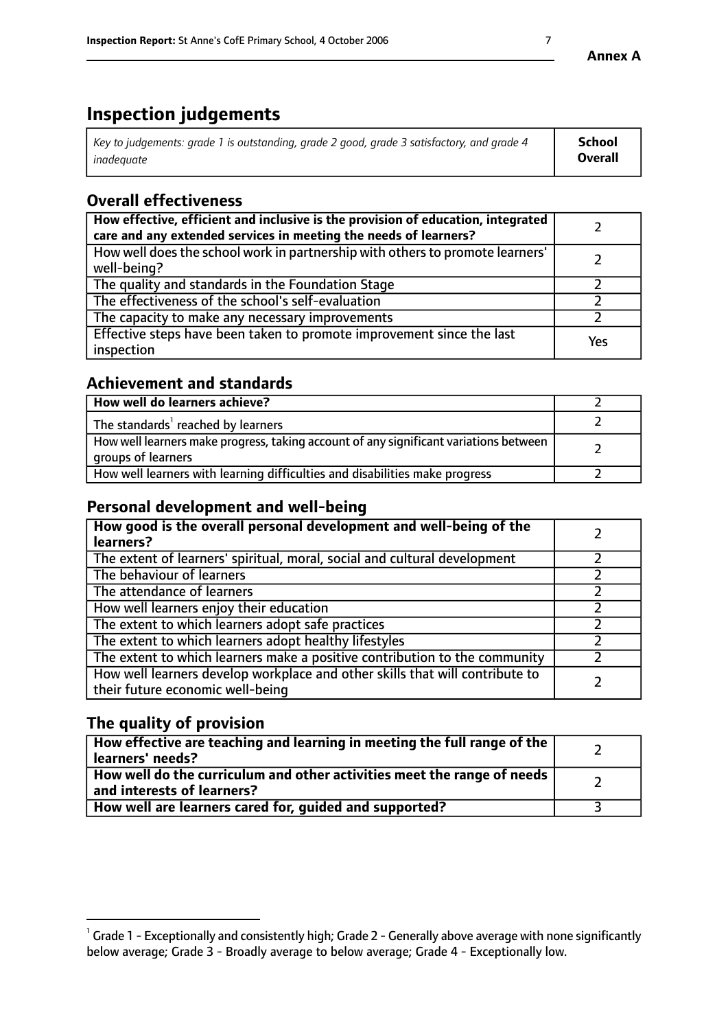**Annex A**

# Inspection judgements

| *Key to judgements: grade 1 is outstanding, grade 2 good, grade 3 satisfactory, and grade 4 inadequate* | **School Overall** |
|---|---|

## Overall effectiveness

| | |
|---|---|
| **How effective, efficient and inclusive is the provision of education, integrated care and any extended services in meeting the needs of learners?** | 2 |
| How well does the school work in partnership with others to promote learners' well-being? | 2 |
| The quality and standards in the Foundation Stage | 2 |
| The effectiveness of the school's self-evaluation | 2 |
| The capacity to make any necessary improvements | 2 |
| Effective steps have been taken to promote improvement since the last inspection | Yes |

## Achievement and standards

| | |
|---|---|
| **How well do learners achieve?** | 2 |
| The standards[1] reached by learners | 2 |
| How well learners make progress, taking account of any significant variations between groups of learners | 2 |
| How well learners with learning difficulties and disabilities make progress | 2 |

## Personal development and well-being

| | |
|---|---|
| **How good is the overall personal development and well-being of the learners?** | 2 |
| The extent of learners' spiritual, moral, social and cultural development | 2 |
| The behaviour of learners | 2 |
| The attendance of learners | 2 |
| How well learners enjoy their education | 2 |
| The extent to which learners adopt safe practices | 2 |
| The extent to which learners adopt healthy lifestyles | 2 |
| The extent to which learners make a positive contribution to the community | 2 |
| How well learners develop workplace and other skills that will contribute to their future economic well-being | 2 |

## The quality of provision

| | |
|---|---|
| **How effective are teaching and learning in meeting the full range of the learners' needs?** | 2 |
| **How well do the curriculum and other activities meet the range of needs and interests of learners?** | 2 |
| **How well are learners cared for, guided and supported?** | 3 |

[1] Grade 1 - Exceptionally and consistently high; Grade 2 - Generally above average with none significantly below average; Grade 3 - Broadly average to below average; Grade 4 - Exceptionally low.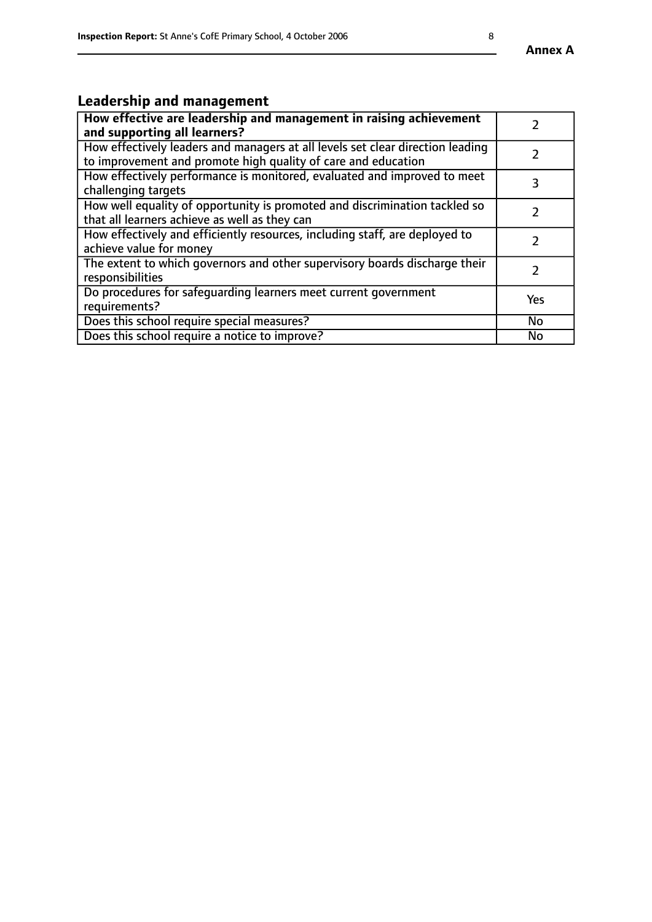## Leadership and management

| **How effective are leadership and management in raising achievement and supporting all learners?** | 2 |
|---|---|
| How effectively leaders and managers at all levels set clear direction leading to improvement and promote high quality of care and education | 2 |
| How effectively performance is monitored, evaluated and improved to meet challenging targets | 3 |
| How well equality of opportunity is promoted and discrimination tackled so that all learners achieve as well as they can | 2 |
| How effectively and efficiently resources, including staff, are deployed to achieve value for money | 2 |
| The extent to which governors and other supervisory boards discharge their responsibilities | 2 |
| Do procedures for safeguarding learners meet current government requirements? | Yes |
| Does this school require special measures? | No |
| Does this school require a notice to improve? | No |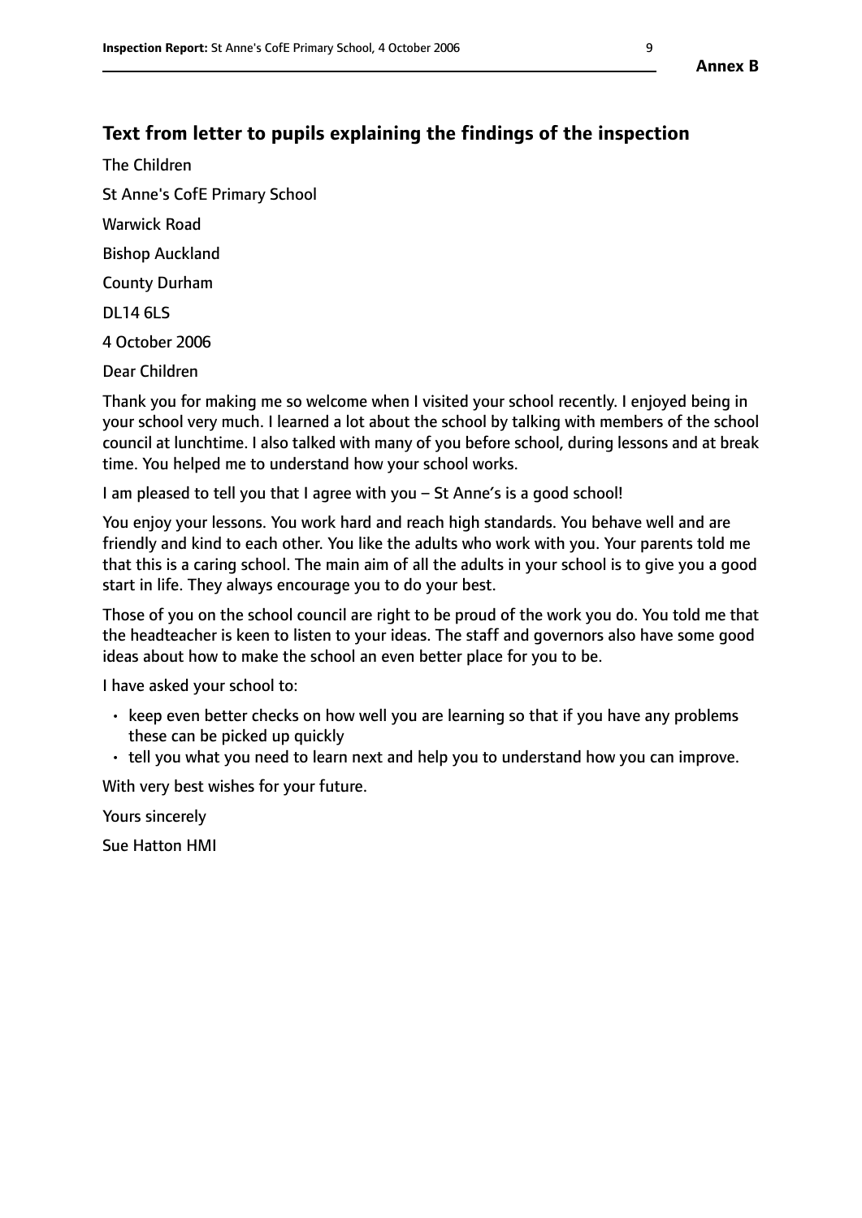## Text from letter to pupils explaining the findings of the inspection

The Children

St Anne's CofE Primary School

Warwick Road

Bishop Auckland

County Durham

DL14 6LS

4 October 2006

Dear Children

Thank you for making me so welcome when I visited your school recently. I enjoyed being in your school very much. I learned a lot about the school by talking with members of the school council at lunchtime. I also talked with many of you before school, during lessons and at break time. You helped me to understand how your school works.

I am pleased to tell you that I agree with you – St Anne's is a good school!

You enjoy your lessons. You work hard and reach high standards. You behave well and are friendly and kind to each other. You like the adults who work with you. Your parents told me that this is a caring school. The main aim of all the adults in your school is to give you a good start in life. They always encourage you to do your best.

Those of you on the school council are right to be proud of the work you do. You told me that the headteacher is keen to listen to your ideas. The staff and governors also have some good ideas about how to make the school an even better place for you to be.

I have asked your school to:

- keep even better checks on how well you are learning so that if you have any problems these can be picked up quickly
- tell you what you need to learn next and help you to understand how you can improve.

With very best wishes for your future.

Yours sincerely

Sue Hatton HMI